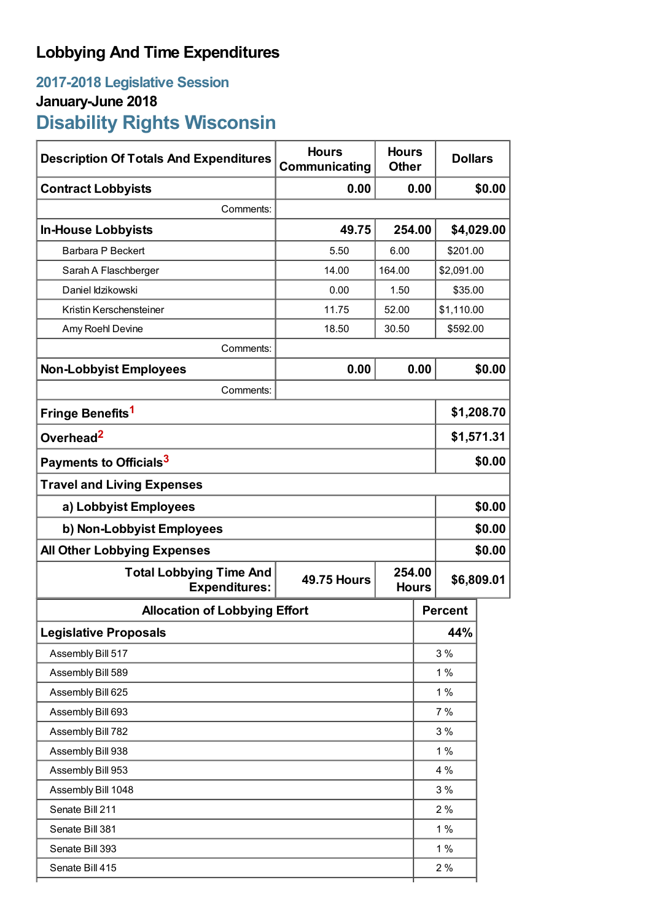# Lobbying And Time Expenditures

## 2017-2018 Legislative Session

### January-June 2018

## Disability Rights Wisconsin

| Description Of Totals And Expenditures | Hours Communicating | Hours Other | Dollars |
|---|---|---|---|
| **Contract Lobbyists** | **0.00** | **0.00** | **$0.00** |
| Comments: | | | |
| **In-House Lobbyists** | **49.75** | **254.00** | **$4,029.00** |
| Barbara P Beckert | 5.50 | 6.00 | $201.00 |
| Sarah A Flaschberger | 14.00 | 164.00 | $2,091.00 |
| Daniel Idzikowski | 0.00 | 1.50 | $35.00 |
| Kristin Kerschensteiner | 11.75 | 52.00 | $1,110.00 |
| Amy Roehl Devine | 18.50 | 30.50 | $592.00 |
| Comments: | | | |
| **Non-Lobbyist Employees** | **0.00** | **0.00** | **$0.00** |
| Comments: | | | |
| **Fringe Benefits**[1] | | | **$1,208.70** |
| **Overhead**[2] | | | **$1,571.31** |
| **Payments to Officials**[3] | | | **$0.00** |
| **Travel and Living Expenses** | | | |
| **a) Lobbyist Employees** | | | **$0.00** |
| **b) Non-Lobbyist Employees** | | | **$0.00** |
| **All Other Lobbying Expenses** | | | **$0.00** |
| **Total Lobbying Time And Expenditures:** | **49.75 Hours** | **254.00 Hours** | **$6,809.01** |

| Allocation of Lobbying Effort | Percent |
|---|---|
| **Legislative Proposals** | **44%** |
| Assembly Bill 517 | 3 % |
| Assembly Bill 589 | 1 % |
| Assembly Bill 625 | 1 % |
| Assembly Bill 693 | 7 % |
| Assembly Bill 782 | 3 % |
| Assembly Bill 938 | 1 % |
| Assembly Bill 953 | 4 % |
| Assembly Bill 1048 | 3 % |
| Senate Bill 211 | 2 % |
| Senate Bill 381 | 1 % |
| Senate Bill 393 | 1 % |
| Senate Bill 415 | 2 % |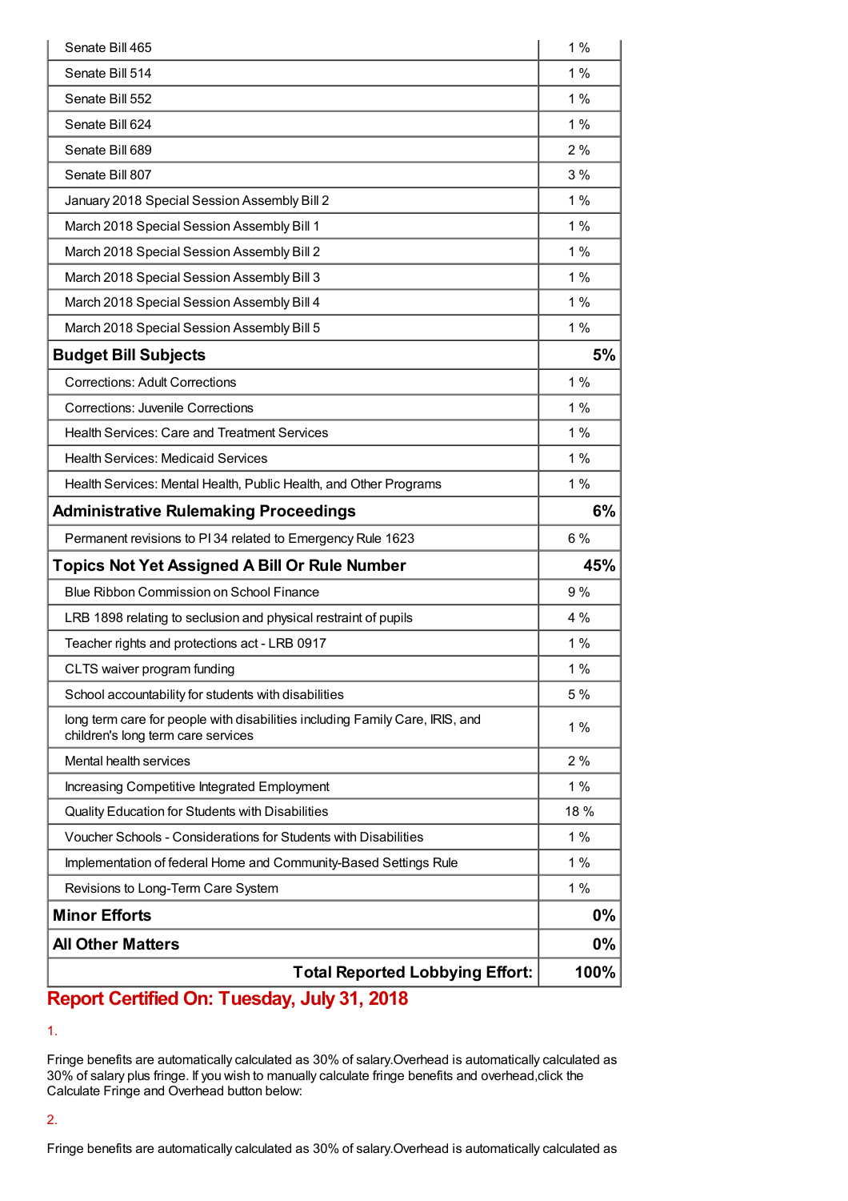| | |
|---|---|
| Senate Bill 465 | 1 % |
| Senate Bill 514 | 1 % |
| Senate Bill 552 | 1 % |
| Senate Bill 624 | 1 % |
| Senate Bill 689 | 2 % |
| Senate Bill 807 | 3 % |
| January 2018 Special Session Assembly Bill 2 | 1 % |
| March 2018 Special Session Assembly Bill 1 | 1 % |
| March 2018 Special Session Assembly Bill 2 | 1 % |
| March 2018 Special Session Assembly Bill 3 | 1 % |
| March 2018 Special Session Assembly Bill 4 | 1 % |
| March 2018 Special Session Assembly Bill 5 | 1 % |
| **Budget Bill Subjects** | **5%** |
| Corrections: Adult Corrections | 1 % |
| Corrections: Juvenile Corrections | 1 % |
| Health Services: Care and Treatment Services | 1 % |
| Health Services: Medicaid Services | 1 % |
| Health Services: Mental Health, Public Health, and Other Programs | 1 % |
| **Administrative Rulemaking Proceedings** | **6%** |
| Permanent revisions to PI 34 related to Emergency Rule 1623 | 6 % |
| **Topics Not Yet Assigned A Bill Or Rule Number** | **45%** |
| Blue Ribbon Commission on School Finance | 9 % |
| LRB 1898 relating to seclusion and physical restraint of pupils | 4 % |
| Teacher rights and protections act - LRB 0917 | 1 % |
| CLTS waiver program funding | 1 % |
| School accountability for students with disabilities | 5 % |
| long term care for people with disabilities including Family Care, IRIS, and children's long term care services | 1 % |
| Mental health services | 2 % |
| Increasing Competitive Integrated Employment | 1 % |
| Quality Education for Students with Disabilities | 18 % |
| Voucher Schools - Considerations for Students with Disabilities | 1 % |
| Implementation of federal Home and Community-Based Settings Rule | 1 % |
| Revisions to Long-Term Care System | 1 % |
| **Minor Efforts** | **0%** |
| **All Other Matters** | **0%** |
| **Total Reported Lobbying Effort:** | **100%** |

**Report Certified On: Tuesday, July 31, 2018**

1.

Fringe benefits are automatically calculated as 30% of salary.Overhead is automatically calculated as 30% of salary plus fringe. If you wish to manually calculate fringe benefits and overhead,click the Calculate Fringe and Overhead button below:

2.

Fringe benefits are automatically calculated as 30% of salary.Overhead is automatically calculated as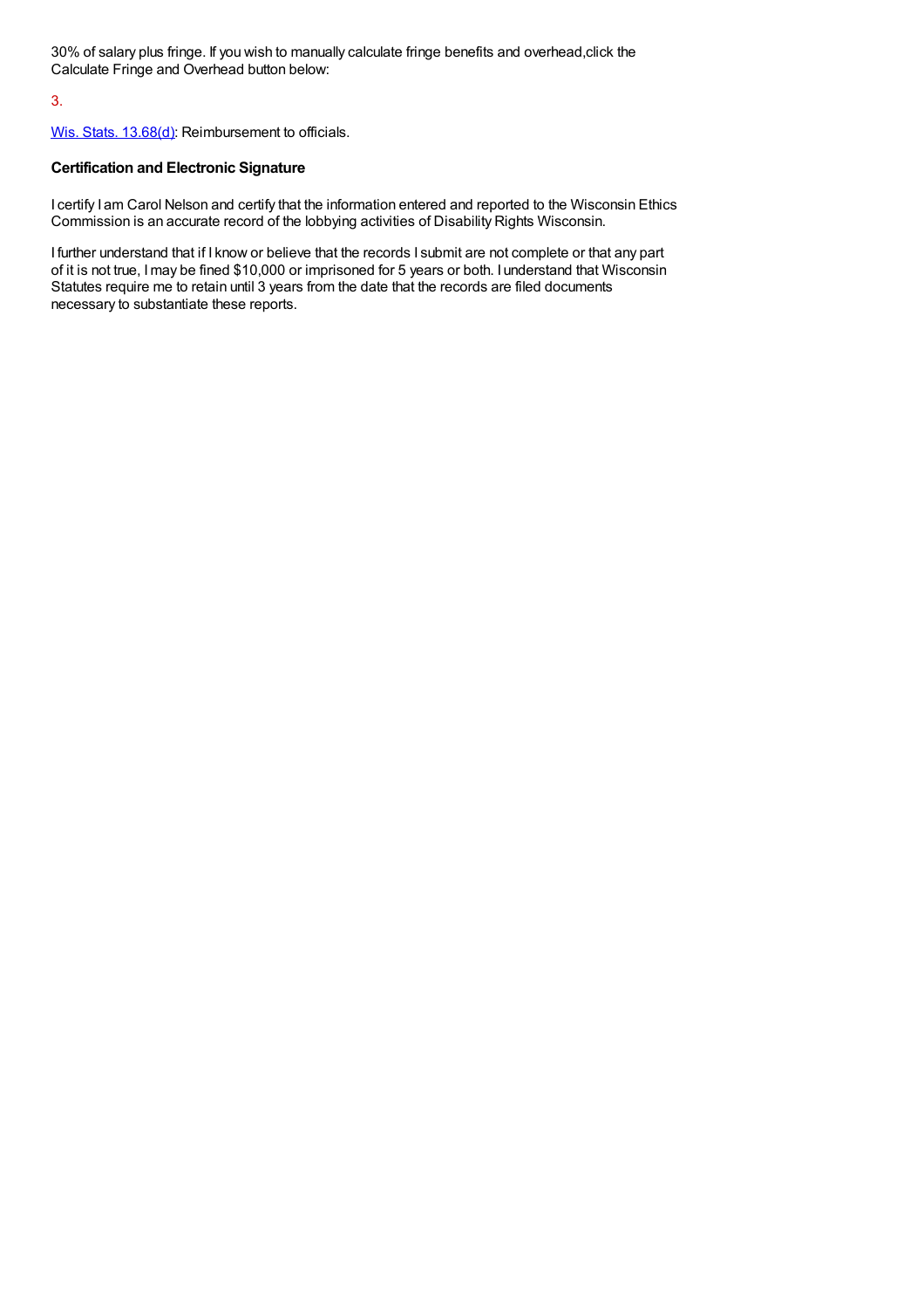30% of salary plus fringe. If you wish to manually calculate fringe benefits and overhead,click the Calculate Fringe and Overhead button below:

3.

Wis. Stats. 13.68(d): Reimbursement to officials.

### Certification and Electronic Signature

I certify I am Carol Nelson and certify that the information entered and reported to the Wisconsin Ethics Commission is an accurate record of the lobbying activities of Disability Rights Wisconsin.

I further understand that if I know or believe that the records I submit are not complete or that any part of it is not true, I may be fined $10,000 or imprisoned for 5 years or both. I understand that Wisconsin Statutes require me to retain until 3 years from the date that the records are filed documents necessary to substantiate these reports.